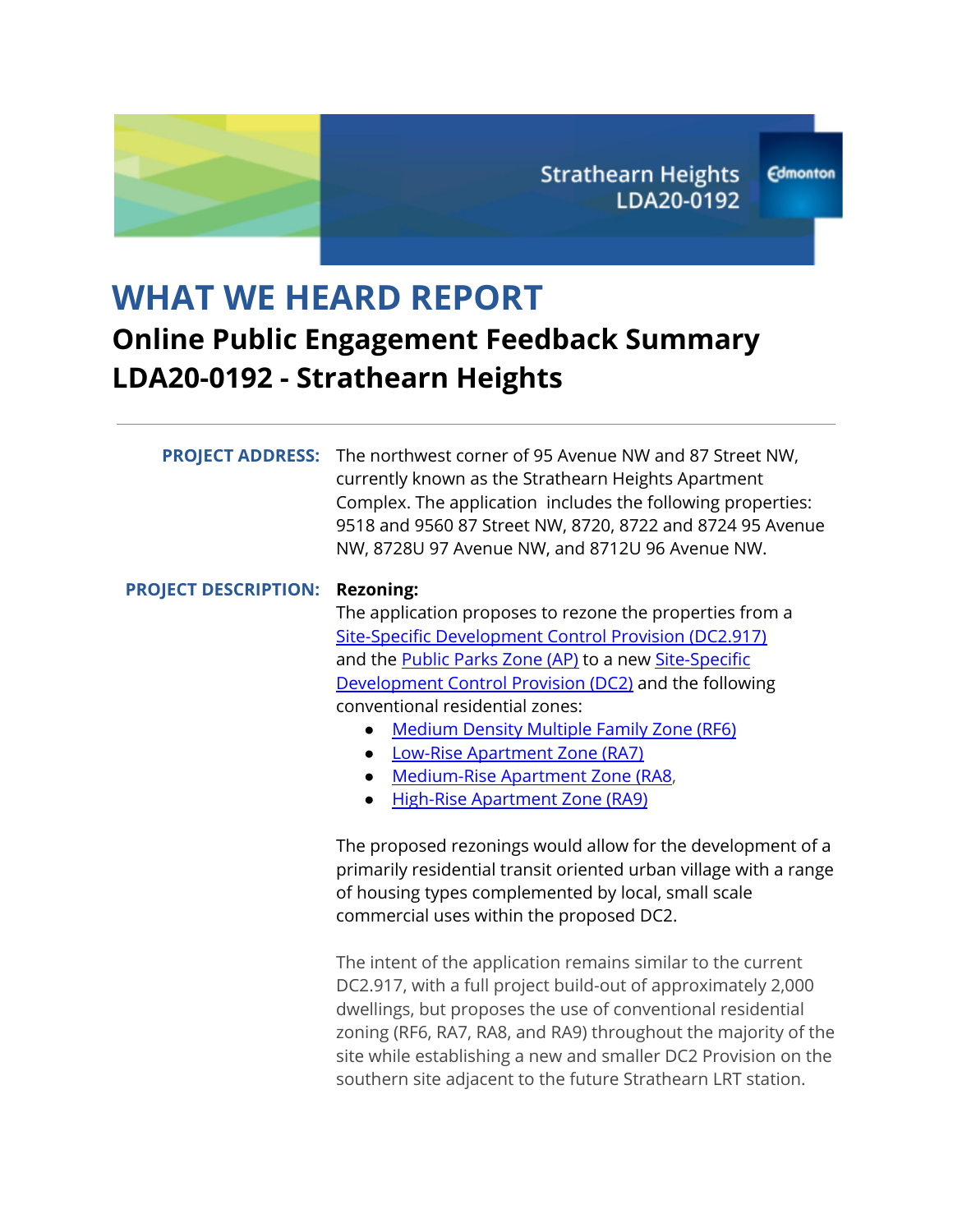Strathearn Heights
LDA20-0192

Edmonton

# WHAT WE HEARD REPORT

## Online Public Engagement Feedback Summary LDA20-0192 - Strathearn Heights

---

**PROJECT ADDRESS:** The northwest corner of 95 Avenue NW and 87 Street NW, currently known as the Strathearn Heights Apartment Complex. The application includes the following properties: 9518 and 9560 87 Street NW, 8720, 8722 and 8724 95 Avenue NW, 8728U 97 Avenue NW, and 8712U 96 Avenue NW.

**PROJECT DESCRIPTION:** **Rezoning:**

The application proposes to rezone the properties from a Site-Specific Development Control Provision (DC2.917) and the Public Parks Zone (AP) to a new Site-Specific Development Control Provision (DC2) and the following conventional residential zones:

- Medium Density Multiple Family Zone (RF6)
- Low-Rise Apartment Zone (RA7)
- Medium-Rise Apartment Zone (RA8,
- High-Rise Apartment Zone (RA9)

The proposed rezonings would allow for the development of a primarily residential transit oriented urban village with a range of housing types complemented by local, small scale commercial uses within the proposed DC2.

The intent of the application remains similar to the current DC2.917, with a full project build-out of approximately 2,000 dwellings, but proposes the use of conventional residential zoning (RF6, RA7, RA8, and RA9) throughout the majority of the site while establishing a new and smaller DC2 Provision on the southern site adjacent to the future Strathearn LRT station.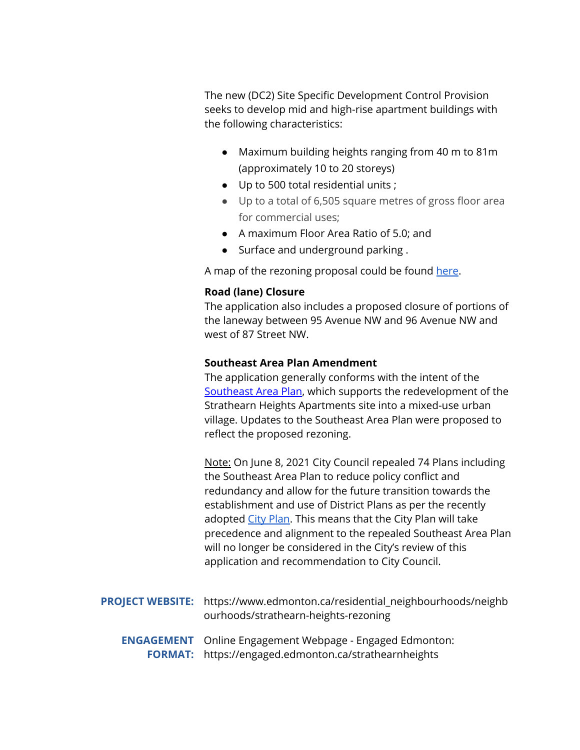The new (DC2) Site Specific Development Control Provision seeks to develop mid and high-rise apartment buildings with the following characteristics:

- Maximum building heights ranging from 40 m to 81m (approximately 10 to 20 storeys)
- Up to 500 total residential units ;
- Up to a total of 6,505 square metres of gross floor area for commercial uses;
- A maximum Floor Area Ratio of 5.0; and
- Surface and underground parking .

A map of the rezoning proposal could be found here.

**Road (lane) Closure**

The application also includes a proposed closure of portions of the laneway between 95 Avenue NW and 96 Avenue NW and west of 87 Street NW.

**Southeast Area Plan Amendment**

The application generally conforms with the intent of the Southeast Area Plan, which supports the redevelopment of the Strathearn Heights Apartments site into a mixed-use urban village. Updates to the Southeast Area Plan were proposed to reflect the proposed rezoning.

Note: On June 8, 2021 City Council repealed 74 Plans including the Southeast Area Plan to reduce policy conflict and redundancy and allow for the future transition towards the establishment and use of District Plans as per the recently adopted City Plan. This means that the City Plan will take precedence and alignment to the repealed Southeast Area Plan will no longer be considered in the City's review of this application and recommendation to City Council.

**PROJECT WEBSITE:** https://www.edmonton.ca/residential_neighbourhoods/neighbourhoods/strathearn-heights-rezoning

**ENGAGEMENT FORMAT:** Online Engagement Webpage - Engaged Edmonton: https://engaged.edmonton.ca/strathearnheights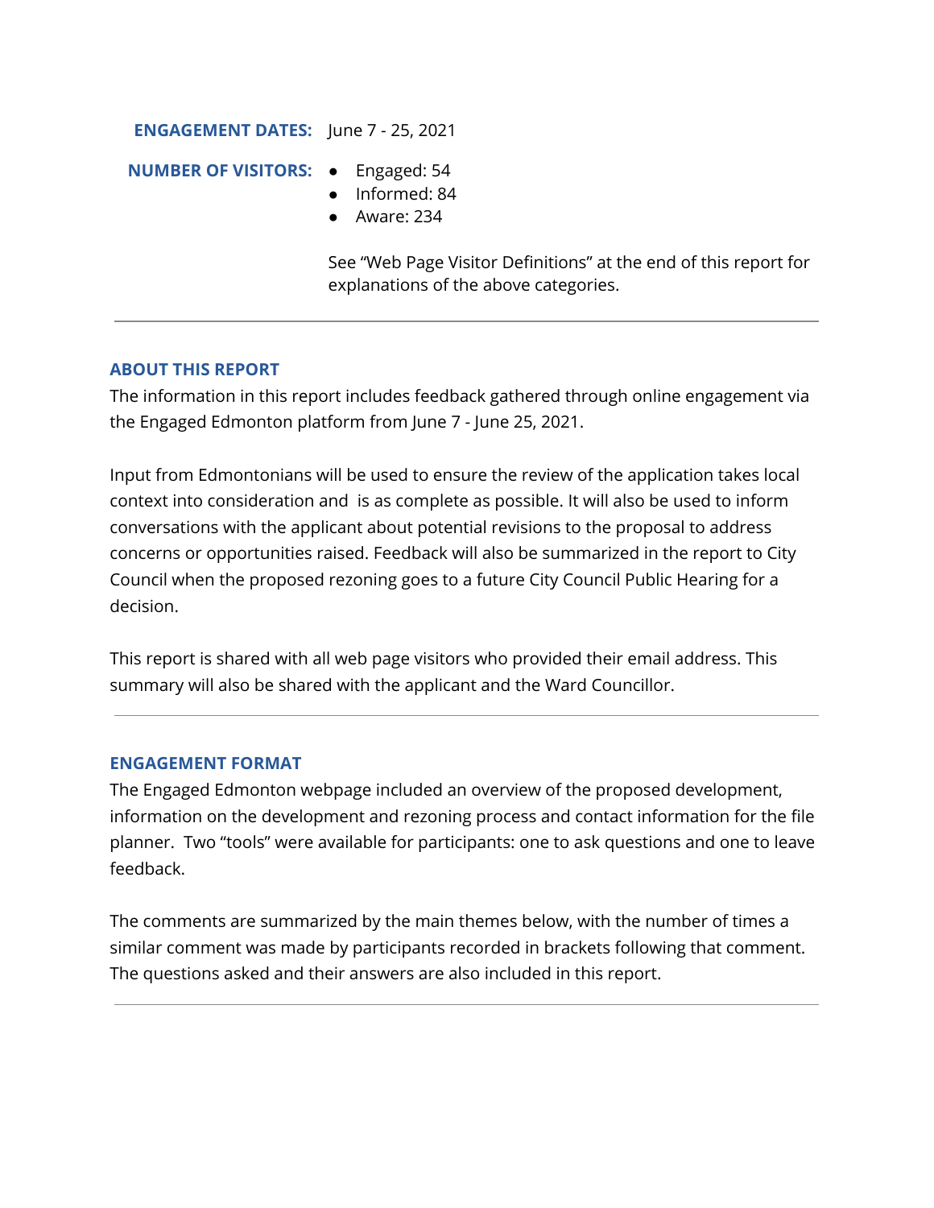**ENGAGEMENT DATES:** June 7 - 25, 2021

**NUMBER OF VISITORS:**

- Engaged: 54
- Informed: 84
- Aware: 234

See "Web Page Visitor Definitions" at the end of this report for explanations of the above categories.

---

## ABOUT THIS REPORT

The information in this report includes feedback gathered through online engagement via the Engaged Edmonton platform from June 7 - June 25, 2021.

Input from Edmontonians will be used to ensure the review of the application takes local context into consideration and is as complete as possible. It will also be used to inform conversations with the applicant about potential revisions to the proposal to address concerns or opportunities raised. Feedback will also be summarized in the report to City Council when the proposed rezoning goes to a future City Council Public Hearing for a decision.

This report is shared with all web page visitors who provided their email address. This summary will also be shared with the applicant and the Ward Councillor.

---

## ENGAGEMENT FORMAT

The Engaged Edmonton webpage included an overview of the proposed development, information on the development and rezoning process and contact information for the file planner. Two "tools" were available for participants: one to ask questions and one to leave feedback.

The comments are summarized by the main themes below, with the number of times a similar comment was made by participants recorded in brackets following that comment. The questions asked and their answers are also included in this report.

---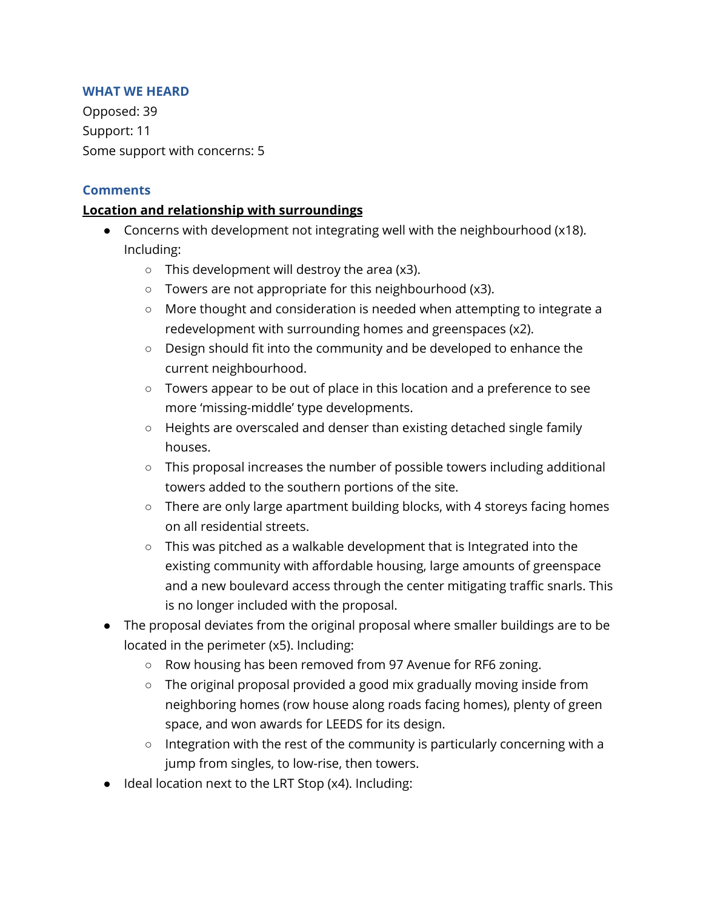## WHAT WE HEARD

Opposed: 39
Support: 11
Some support with concerns: 5

### Comments

**Location and relationship with surroundings**

- Concerns with development not integrating well with the neighbourhood (x18). Including:
  - This development will destroy the area (x3).
  - Towers are not appropriate for this neighbourhood (x3).
  - More thought and consideration is needed when attempting to integrate a redevelopment with surrounding homes and greenspaces (x2).
  - Design should fit into the community and be developed to enhance the current neighbourhood.
  - Towers appear to be out of place in this location and a preference to see more 'missing-middle' type developments.
  - Heights are overscaled and denser than existing detached single family houses.
  - This proposal increases the number of possible towers including additional towers added to the southern portions of the site.
  - There are only large apartment building blocks, with 4 storeys facing homes on all residential streets.
  - This was pitched as a walkable development that is Integrated into the existing community with affordable housing, large amounts of greenspace and a new boulevard access through the center mitigating traffic snarls. This is no longer included with the proposal.
- The proposal deviates from the original proposal where smaller buildings are to be located in the perimeter (x5). Including:
  - Row housing has been removed from 97 Avenue for RF6 zoning.
  - The original proposal provided a good mix gradually moving inside from neighboring homes (row house along roads facing homes), plenty of green space, and won awards for LEEDS for its design.
  - Integration with the rest of the community is particularly concerning with a jump from singles, to low-rise, then towers.
- Ideal location next to the LRT Stop (x4). Including: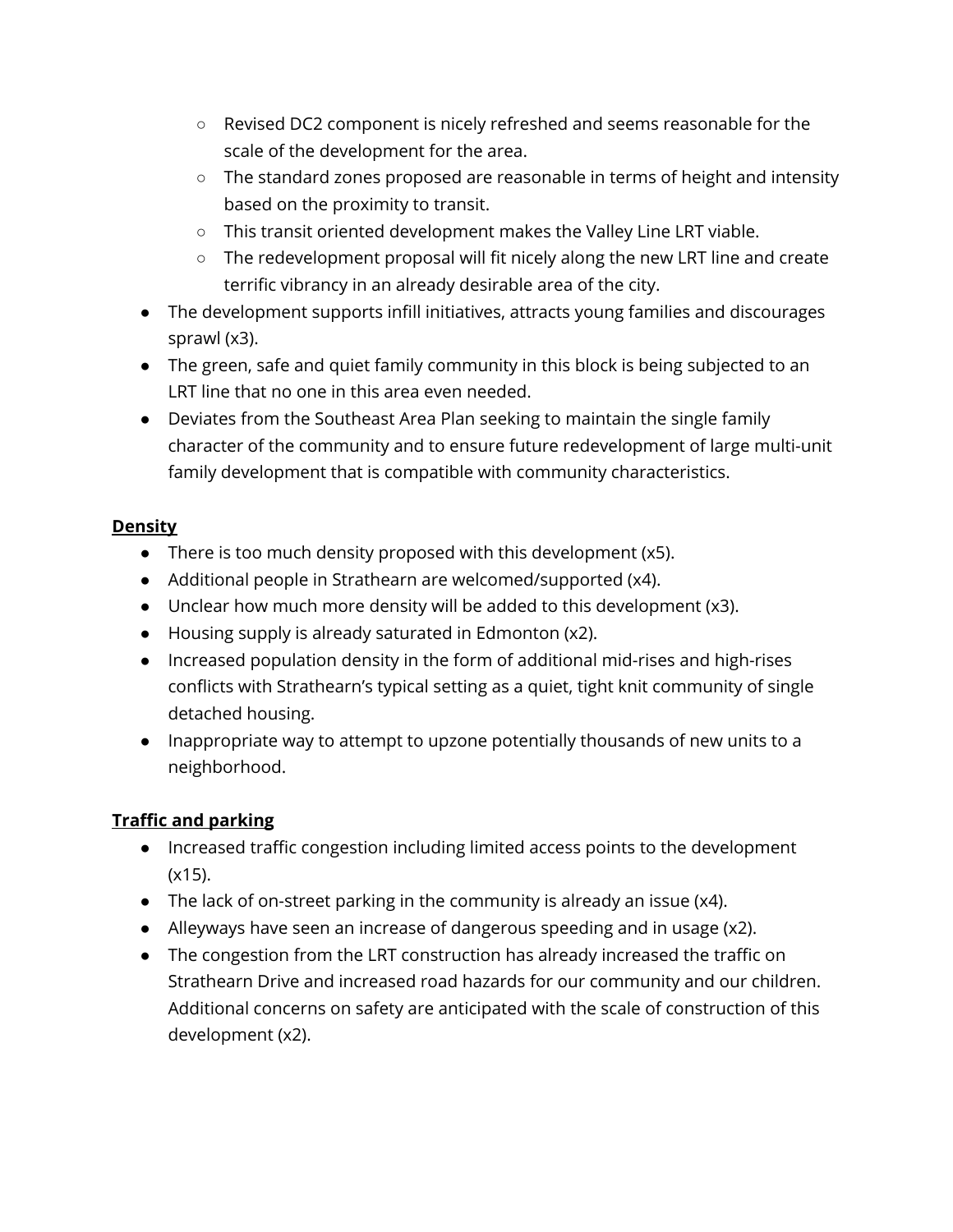- Revised DC2 component is nicely refreshed and seems reasonable for the scale of the development for the area.
    - The standard zones proposed are reasonable in terms of height and intensity based on the proximity to transit.
    - This transit oriented development makes the Valley Line LRT viable.
    - The redevelopment proposal will fit nicely along the new LRT line and create terrific vibrancy in an already desirable area of the city.
- The development supports infill initiatives, attracts young families and discourages sprawl (x3).
- The green, safe and quiet family community in this block is being subjected to an LRT line that no one in this area even needed.
- Deviates from the Southeast Area Plan seeking to maintain the single family character of the community and to ensure future redevelopment of large multi-unit family development that is compatible with community characteristics.

**<u>Density</u>**

- There is too much density proposed with this development (x5).
- Additional people in Strathearn are welcomed/supported (x4).
- Unclear how much more density will be added to this development (x3).
- Housing supply is already saturated in Edmonton (x2).
- Increased population density in the form of additional mid-rises and high-rises conflicts with Strathearn's typical setting as a quiet, tight knit community of single detached housing.
- Inappropriate way to attempt to upzone potentially thousands of new units to a neighborhood.

**<u>Traffic and parking</u>**

- Increased traffic congestion including limited access points to the development (x15).
- The lack of on-street parking in the community is already an issue (x4).
- Alleyways have seen an increase of dangerous speeding and in usage (x2).
- The congestion from the LRT construction has already increased the traffic on Strathearn Drive and increased road hazards for our community and our children. Additional concerns on safety are anticipated with the scale of construction of this development (x2).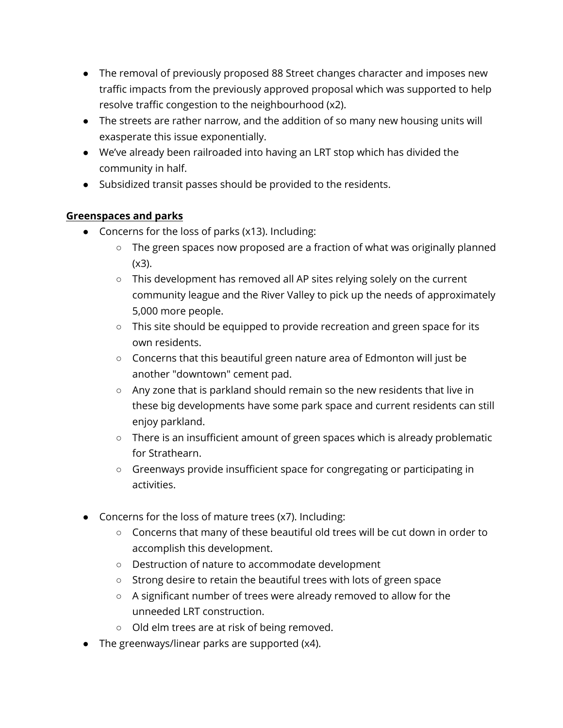- The removal of previously proposed 88 Street changes character and imposes new traffic impacts from the previously approved proposal which was supported to help resolve traffic congestion to the neighbourhood (x2).
- The streets are rather narrow, and the addition of so many new housing units will exasperate this issue exponentially.
- We've already been railroaded into having an LRT stop which has divided the community in half.
- Subsidized transit passes should be provided to the residents.

**Greenspaces and parks**

- Concerns for the loss of parks (x13). Including:
    - The green spaces now proposed are a fraction of what was originally planned (x3).
    - This development has removed all AP sites relying solely on the current community league and the River Valley to pick up the needs of approximately 5,000 more people.
    - This site should be equipped to provide recreation and green space for its own residents.
    - Concerns that this beautiful green nature area of Edmonton will just be another "downtown" cement pad.
    - Any zone that is parkland should remain so the new residents that live in these big developments have some park space and current residents can still enjoy parkland.
    - There is an insufficient amount of green spaces which is already problematic for Strathearn.
    - Greenways provide insufficient space for congregating or participating in activities.

- Concerns for the loss of mature trees (x7). Including:
    - Concerns that many of these beautiful old trees will be cut down in order to accomplish this development.
    - Destruction of nature to accommodate development
    - Strong desire to retain the beautiful trees with lots of green space
    - A significant number of trees were already removed to allow for the unneeded LRT construction.
    - Old elm trees are at risk of being removed.
- The greenways/linear parks are supported (x4).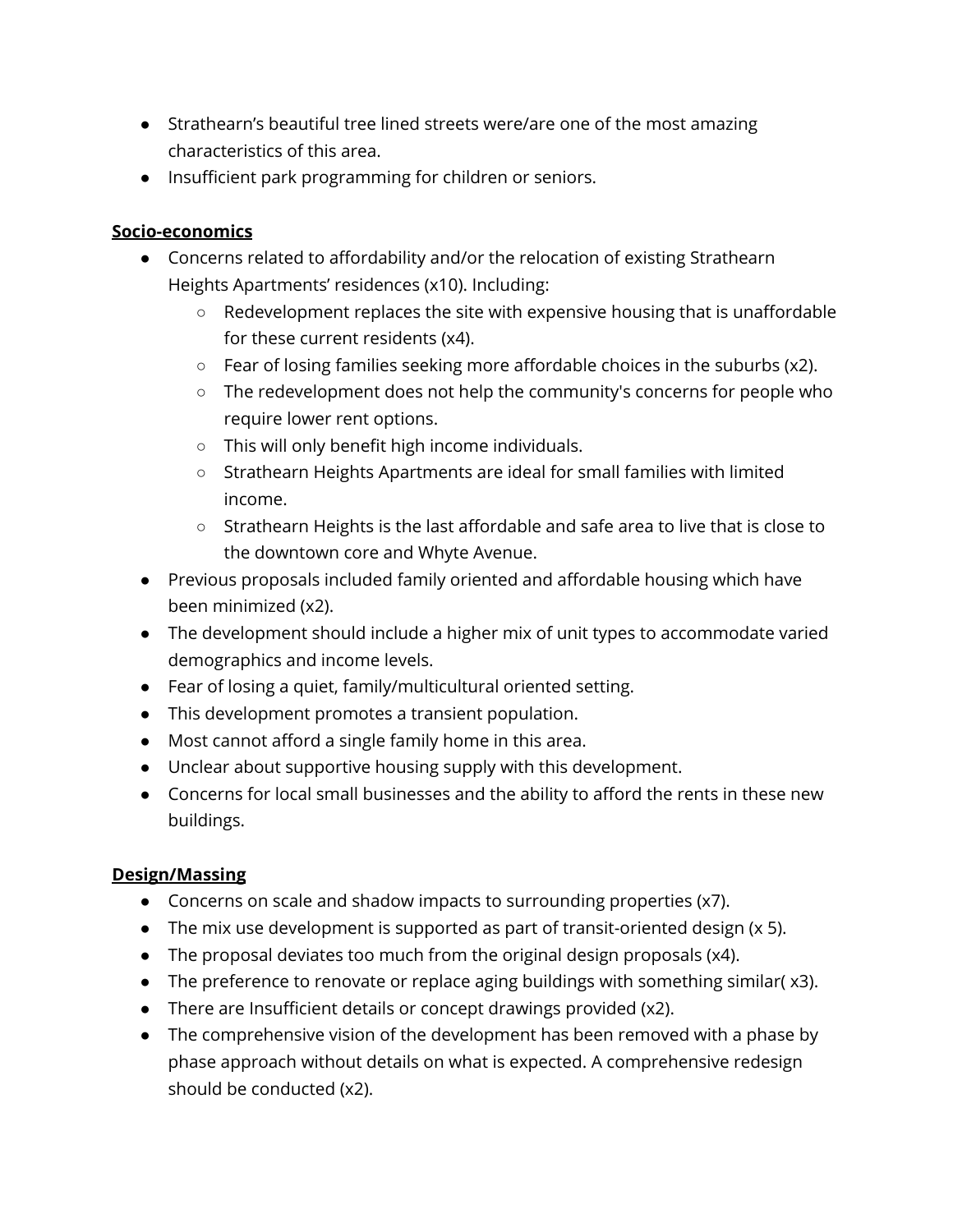- Strathearn's beautiful tree lined streets were/are one of the most amazing characteristics of this area.
- Insufficient park programming for children or seniors.

**Socio-economics**

- Concerns related to affordability and/or the relocation of existing Strathearn Heights Apartments' residences (x10). Including:
  - Redevelopment replaces the site with expensive housing that is unaffordable for these current residents (x4).
  - Fear of losing families seeking more affordable choices in the suburbs (x2).
  - The redevelopment does not help the community's concerns for people who require lower rent options.
  - This will only benefit high income individuals.
  - Strathearn Heights Apartments are ideal for small families with limited income.
  - Strathearn Heights is the last affordable and safe area to live that is close to the downtown core and Whyte Avenue.
- Previous proposals included family oriented and affordable housing which have been minimized (x2).
- The development should include a higher mix of unit types to accommodate varied demographics and income levels.
- Fear of losing a quiet, family/multicultural oriented setting.
- This development promotes a transient population.
- Most cannot afford a single family home in this area.
- Unclear about supportive housing supply with this development.
- Concerns for local small businesses and the ability to afford the rents in these new buildings.

**Design/Massing**

- Concerns on scale and shadow impacts to surrounding properties (x7).
- The mix use development is supported as part of transit-oriented design (x 5).
- The proposal deviates too much from the original design proposals (x4).
- The preference to renovate or replace aging buildings with something similar( x3).
- There are Insufficient details or concept drawings provided (x2).
- The comprehensive vision of the development has been removed with a phase by phase approach without details on what is expected. A comprehensive redesign should be conducted (x2).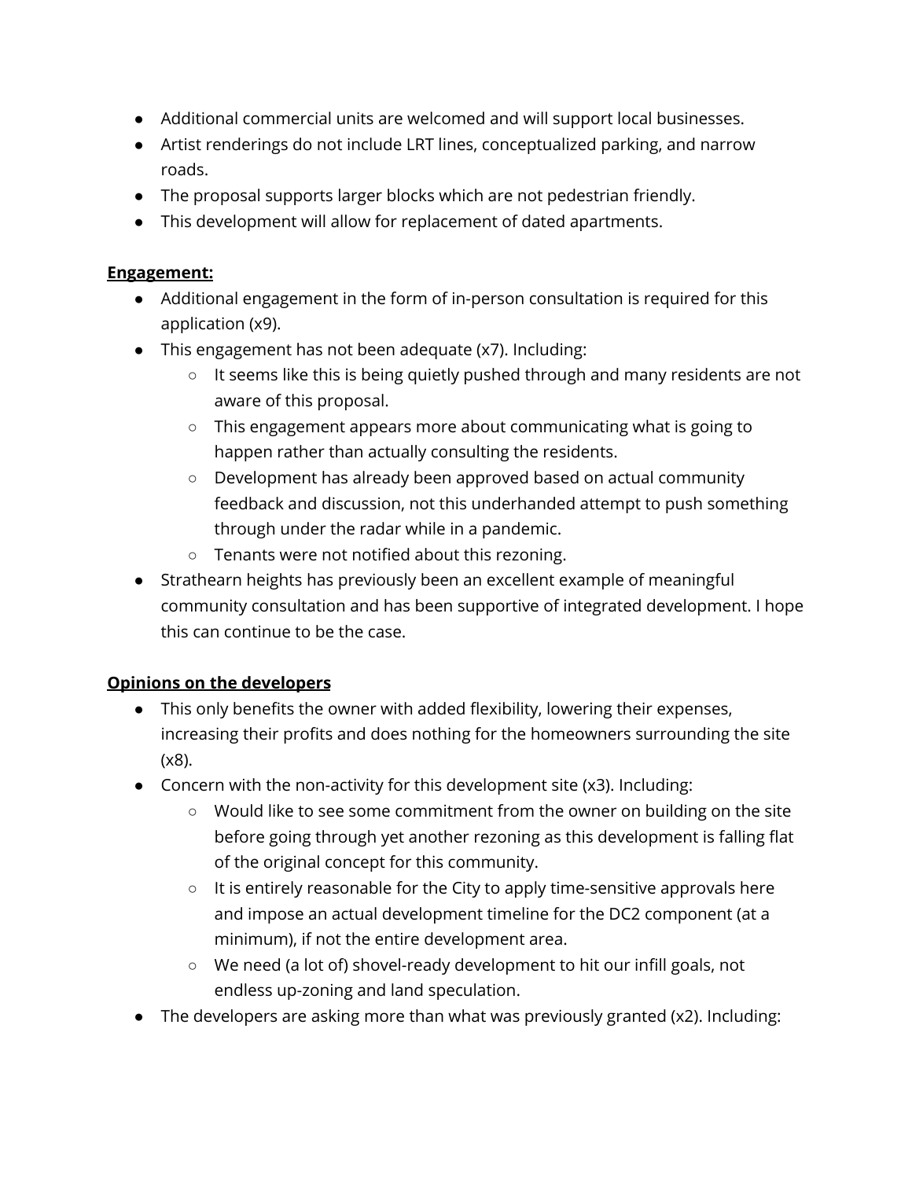- Additional commercial units are welcomed and will support local businesses.
- Artist renderings do not include LRT lines, conceptualized parking, and narrow roads.
- The proposal supports larger blocks which are not pedestrian friendly.
- This development will allow for replacement of dated apartments.

**Engagement:**

- Additional engagement in the form of in-person consultation is required for this application (x9).
- This engagement has not been adequate (x7). Including:
  - It seems like this is being quietly pushed through and many residents are not aware of this proposal.
  - This engagement appears more about communicating what is going to happen rather than actually consulting the residents.
  - Development has already been approved based on actual community feedback and discussion, not this underhanded attempt to push something through under the radar while in a pandemic.
  - Tenants were not notified about this rezoning.
- Strathearn heights has previously been an excellent example of meaningful community consultation and has been supportive of integrated development. I hope this can continue to be the case.

**Opinions on the developers**

- This only benefits the owner with added flexibility, lowering their expenses, increasing their profits and does nothing for the homeowners surrounding the site (x8).
- Concern with the non-activity for this development site (x3). Including:
  - Would like to see some commitment from the owner on building on the site before going through yet another rezoning as this development is falling flat of the original concept for this community.
  - It is entirely reasonable for the City to apply time-sensitive approvals here and impose an actual development timeline for the DC2 component (at a minimum), if not the entire development area.
  - We need (a lot of) shovel-ready development to hit our infill goals, not endless up-zoning and land speculation.
- The developers are asking more than what was previously granted (x2). Including: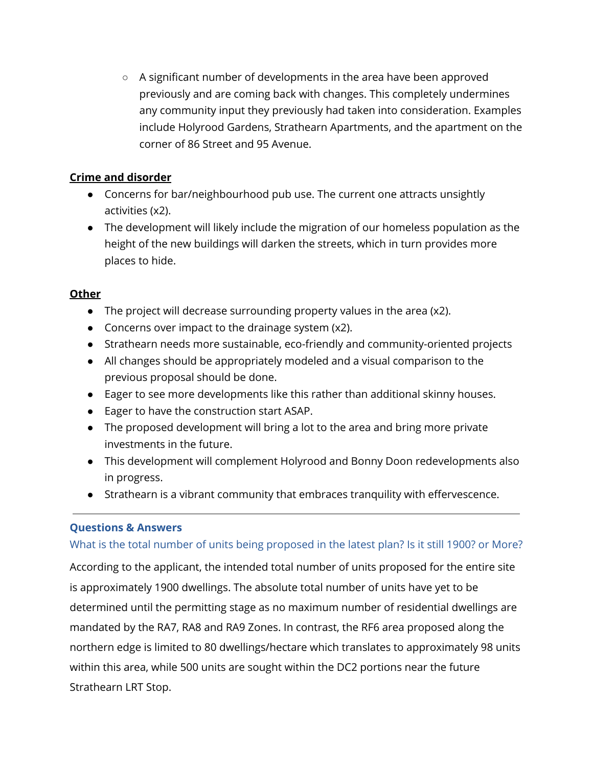- A significant number of developments in the area have been approved previously and are coming back with changes. This completely undermines any community input they previously had taken into consideration. Examples include Holyrood Gardens, Strathearn Apartments, and the apartment on the corner of 86 Street and 95 Avenue.

**Crime and disorder**

- Concerns for bar/neighbourhood pub use. The current one attracts unsightly activities (x2).
- The development will likely include the migration of our homeless population as the height of the new buildings will darken the streets, which in turn provides more places to hide.

**Other**

- The project will decrease surrounding property values in the area (x2).
- Concerns over impact to the drainage system (x2).
- Strathearn needs more sustainable, eco-friendly and community-oriented projects
- All changes should be appropriately modeled and a visual comparison to the previous proposal should be done.
- Eager to see more developments like this rather than additional skinny houses.
- Eager to have the construction start ASAP.
- The proposed development will bring a lot to the area and bring more private investments in the future.
- This development will complement Holyrood and Bonny Doon redevelopments also in progress.
- Strathearn is a vibrant community that embraces tranquility with effervescence.

---

## Questions & Answers

### What is the total number of units being proposed in the latest plan? Is it still 1900? or More?

According to the applicant, the intended total number of units proposed for the entire site is approximately 1900 dwellings. The absolute total number of units have yet to be determined until the permitting stage as no maximum number of residential dwellings are mandated by the RA7, RA8 and RA9 Zones. In contrast, the RF6 area proposed along the northern edge is limited to 80 dwellings/hectare which translates to approximately 98 units within this area, while 500 units are sought within the DC2 portions near the future Strathearn LRT Stop.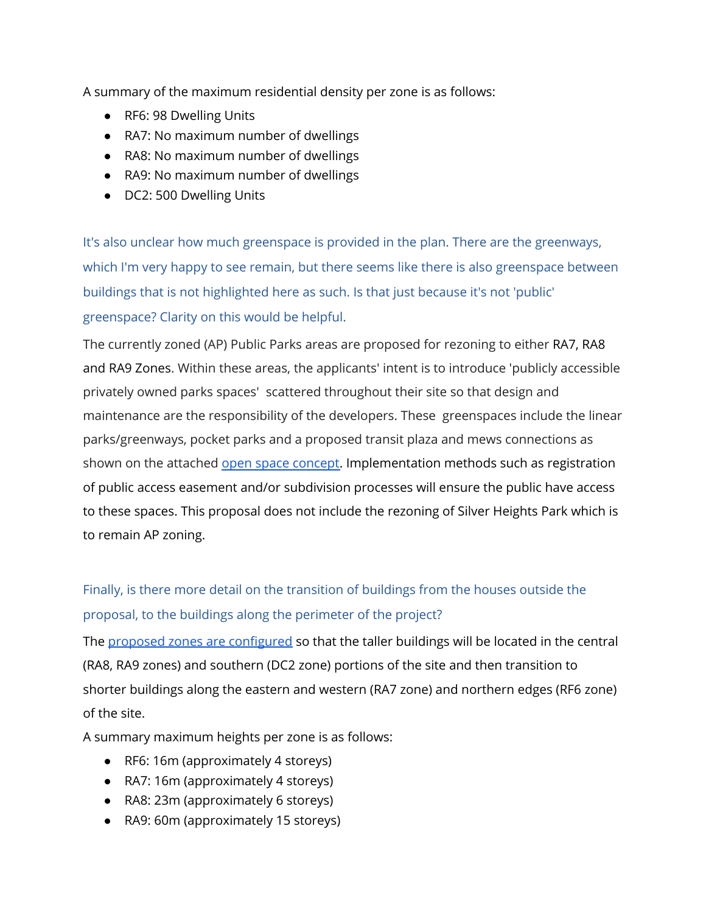A summary of the maximum residential density per zone is as follows:

- RF6: 98 Dwelling Units
- RA7: No maximum number of dwellings
- RA8: No maximum number of dwellings
- RA9: No maximum number of dwellings
- DC2: 500 Dwelling Units

It's also unclear how much greenspace is provided in the plan. There are the greenways, which I'm very happy to see remain, but there seems like there is also greenspace between buildings that is not highlighted here as such. Is that just because it's not 'public' greenspace? Clarity on this would be helpful.

The currently zoned (AP) Public Parks areas are proposed for rezoning to either RA7, RA8 and RA9 Zones. Within these areas, the applicants' intent is to introduce 'publicly accessible privately owned parks spaces' scattered throughout their site so that design and maintenance are the responsibility of the developers. These greenspaces include the linear parks/greenways, pocket parks and a proposed transit plaza and mews connections as shown on the attached [open space concept](). Implementation methods such as registration of public access easement and/or subdivision processes will ensure the public have access to these spaces. This proposal does not include the rezoning of Silver Heights Park which is to remain AP zoning.

Finally, is there more detail on the transition of buildings from the houses outside the proposal, to the buildings along the perimeter of the project?

The [proposed zones are configured]() so that the taller buildings will be located in the central (RA8, RA9 zones) and southern (DC2 zone) portions of the site and then transition to shorter buildings along the eastern and western (RA7 zone) and northern edges (RF6 zone) of the site.

A summary maximum heights per zone is as follows:

- RF6: 16m (approximately 4 storeys)
- RA7: 16m (approximately 4 storeys)
- RA8: 23m (approximately 6 storeys)
- RA9: 60m (approximately 15 storeys)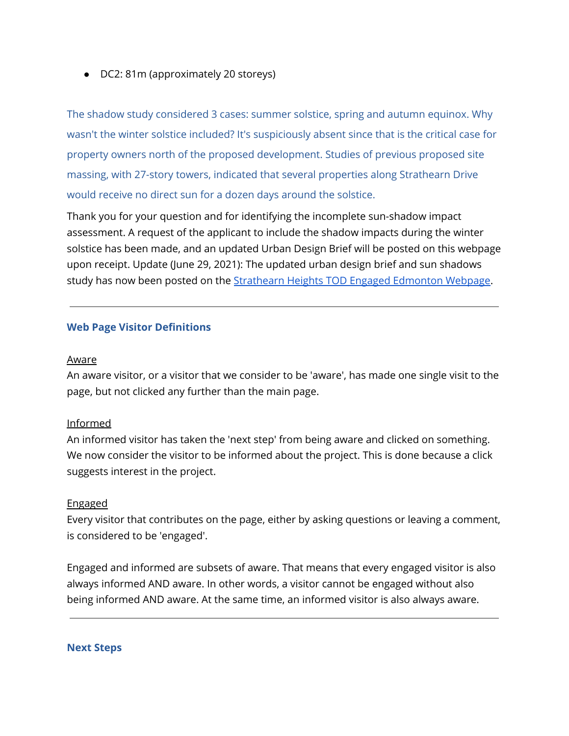- DC2: 81m (approximately 20 storeys)

The shadow study considered 3 cases: summer solstice, spring and autumn equinox. Why wasn't the winter solstice included? It's suspiciously absent since that is the critical case for property owners north of the proposed development. Studies of previous proposed site massing, with 27-story towers, indicated that several properties along Strathearn Drive would receive no direct sun for a dozen days around the solstice.

Thank you for your question and for identifying the incomplete sun-shadow impact assessment. A request of the applicant to include the shadow impacts during the winter solstice has been made, and an updated Urban Design Brief will be posted on this webpage upon receipt. Update (June 29, 2021): The updated urban design brief and sun shadows study has now been posted on the Strathearn Heights TOD Engaged Edmonton Webpage.

---

## Web Page Visitor Definitions

Aware

An aware visitor, or a visitor that we consider to be 'aware', has made one single visit to the page, but not clicked any further than the main page.

Informed

An informed visitor has taken the 'next step' from being aware and clicked on something. We now consider the visitor to be informed about the project. This is done because a click suggests interest in the project.

Engaged

Every visitor that contributes on the page, either by asking questions or leaving a comment, is considered to be 'engaged'.

Engaged and informed are subsets of aware. That means that every engaged visitor is also always informed AND aware. In other words, a visitor cannot be engaged without also being informed AND aware. At the same time, an informed visitor is also always aware.

---

## Next Steps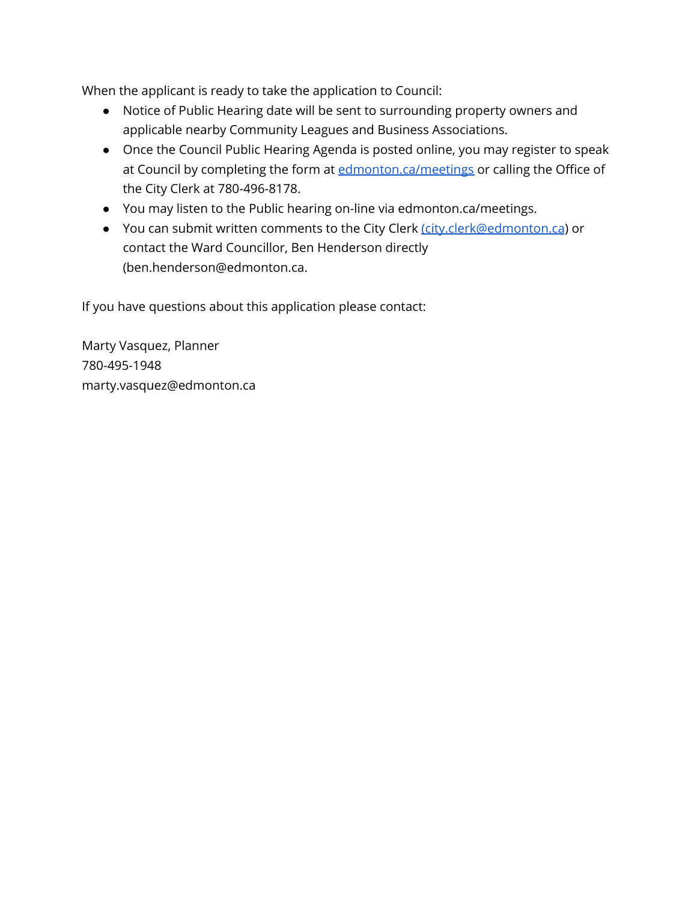When the applicant is ready to take the application to Council:

- Notice of Public Hearing date will be sent to surrounding property owners and applicable nearby Community Leagues and Business Associations.
- Once the Council Public Hearing Agenda is posted online, you may register to speak at Council by completing the form at edmonton.ca/meetings or calling the Office of the City Clerk at 780-496-8178.
- You may listen to the Public hearing on-line via edmonton.ca/meetings.
- You can submit written comments to the City Clerk (city.clerk@edmonton.ca) or contact the Ward Councillor, Ben Henderson directly (ben.henderson@edmonton.ca.

If you have questions about this application please contact:

Marty Vasquez, Planner  
780-495-1948  
marty.vasquez@edmonton.ca